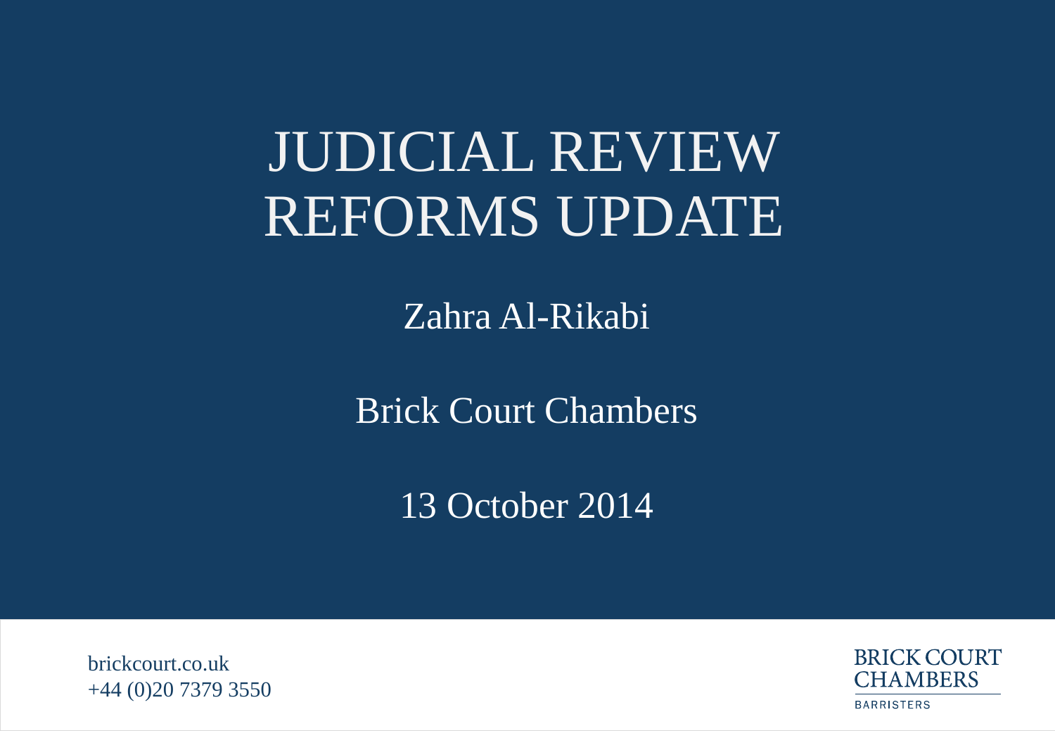# JUDICIAL REVIEW REFORMS UPDATE

Zahra Al-Rikabi

Brick Court Chambers

13 October 2014

brickcourt.co.uk
+44 (0)20 7379 3550

BRICK COURT CHAMBERS
BARRISTERS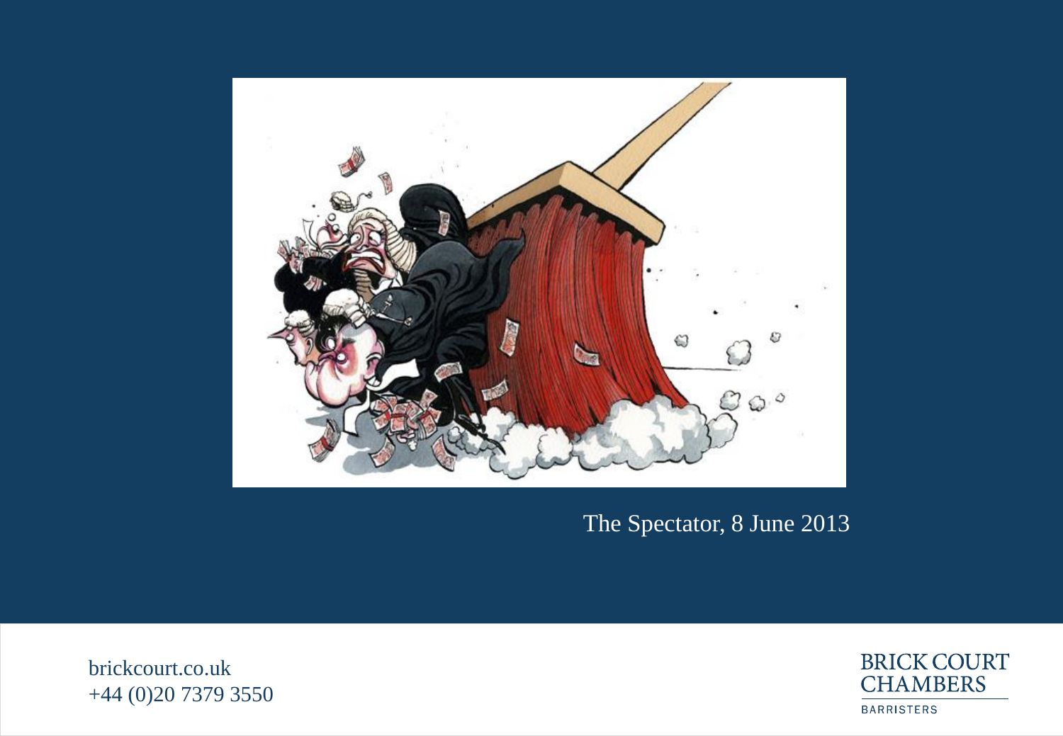The Spectator, 8 June 2013

brickcourt.co.uk
+44 (0)20 7379 3550

BRICK COURT CHAMBERS
BARRISTERS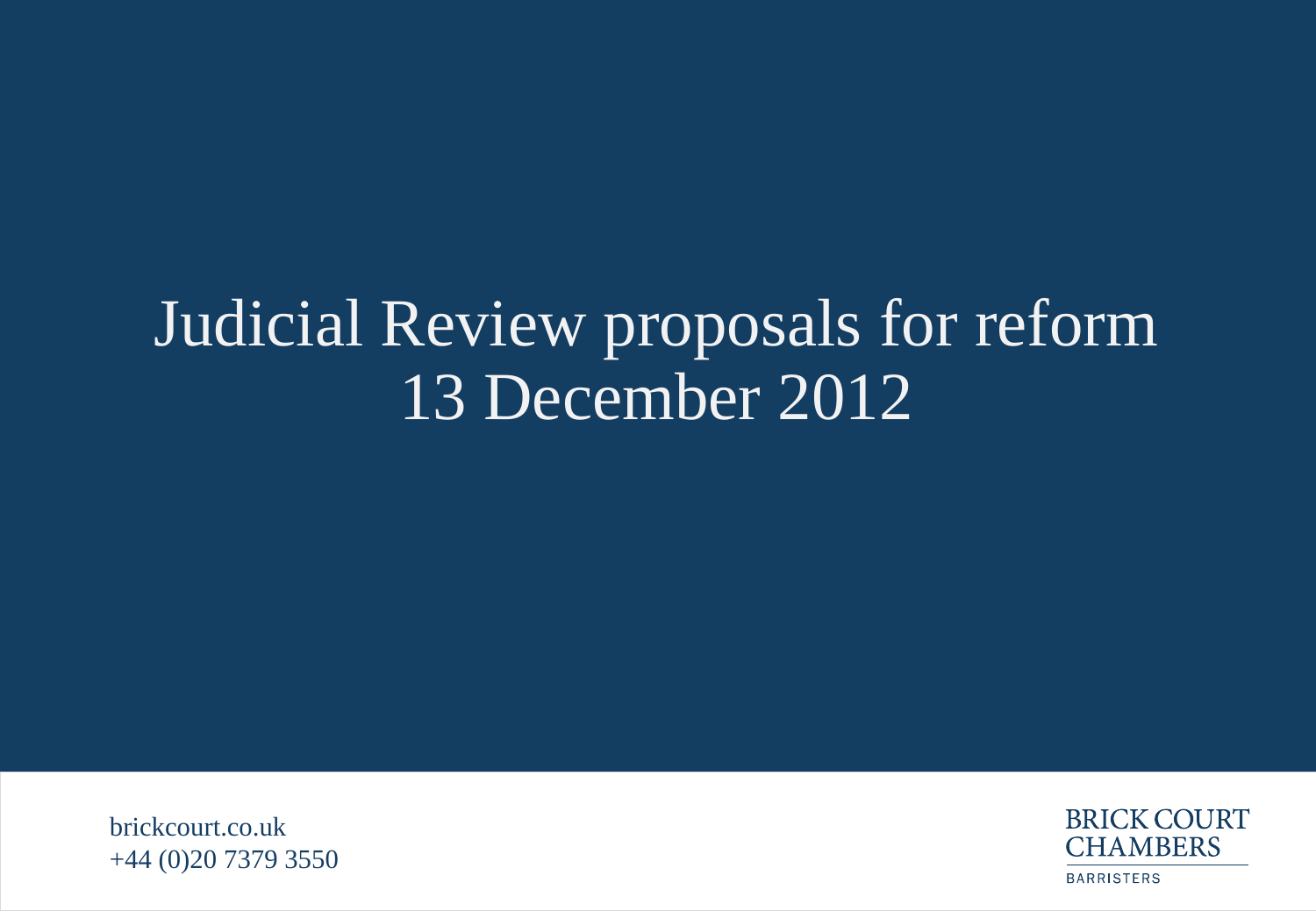# Judicial Review proposals for reform
# 13 December 2012

brickcourt.co.uk
+44 (0)20 7379 3550

BRICK COURT CHAMBERS

BARRISTERS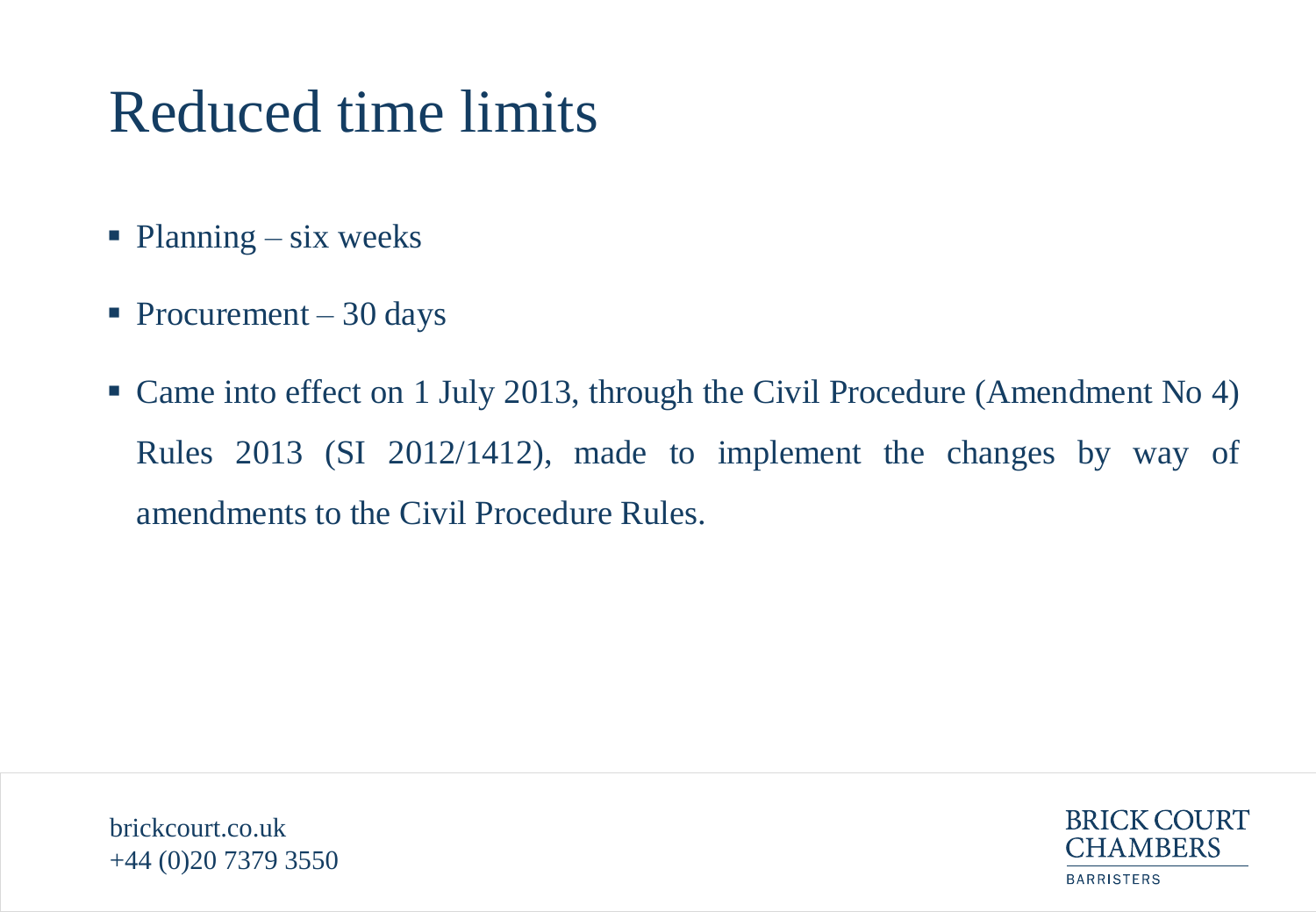# Reduced time limits

- Planning – six weeks
- Procurement – 30 days
- Came into effect on 1 July 2013, through the Civil Procedure (Amendment No 4) Rules 2013 (SI 2012/1412), made to implement the changes by way of amendments to the Civil Procedure Rules.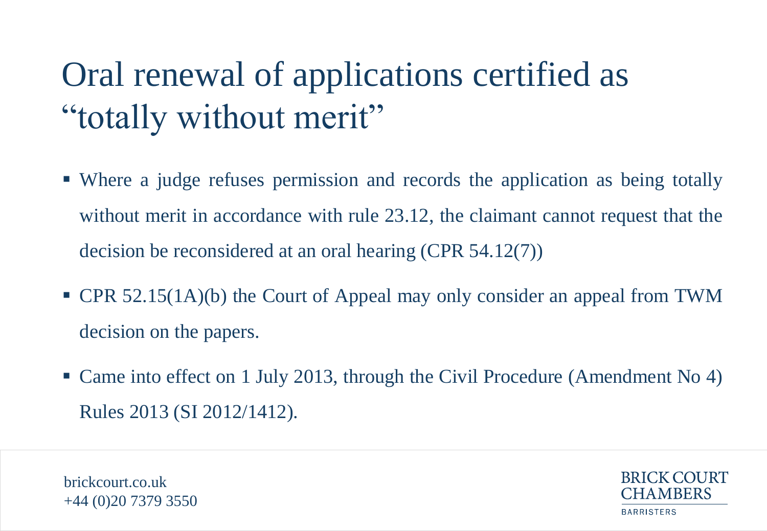# Oral renewal of applications certified as "totally without merit"

- Where a judge refuses permission and records the application as being totally without merit in accordance with rule 23.12, the claimant cannot request that the decision be reconsidered at an oral hearing (CPR 54.12(7))
- CPR 52.15(1A)(b) the Court of Appeal may only consider an appeal from TWM decision on the papers.
- Came into effect on 1 July 2013, through the Civil Procedure (Amendment No 4) Rules 2013 (SI 2012/1412).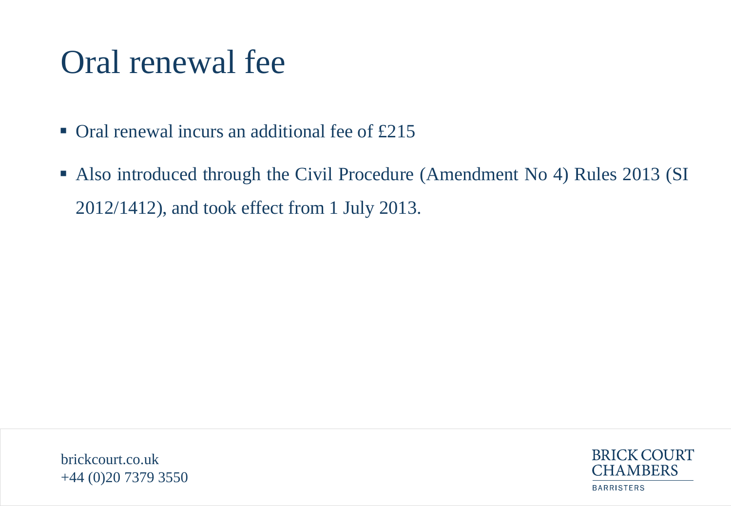# Oral renewal fee

- Oral renewal incurs an additional fee of £215
- Also introduced through the Civil Procedure (Amendment No 4) Rules 2013 (SI 2012/1412), and took effect from 1 July 2013.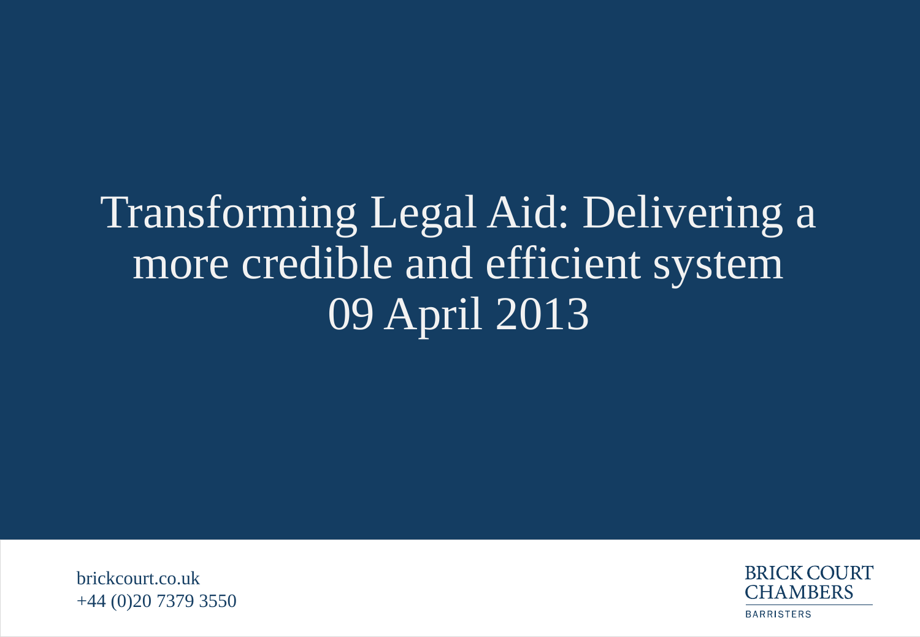# Transforming Legal Aid: Delivering a more credible and efficient system 09 April 2013

brickcourt.co.uk
+44 (0)20 7379 3550

BRICK COURT CHAMBERS
BARRISTERS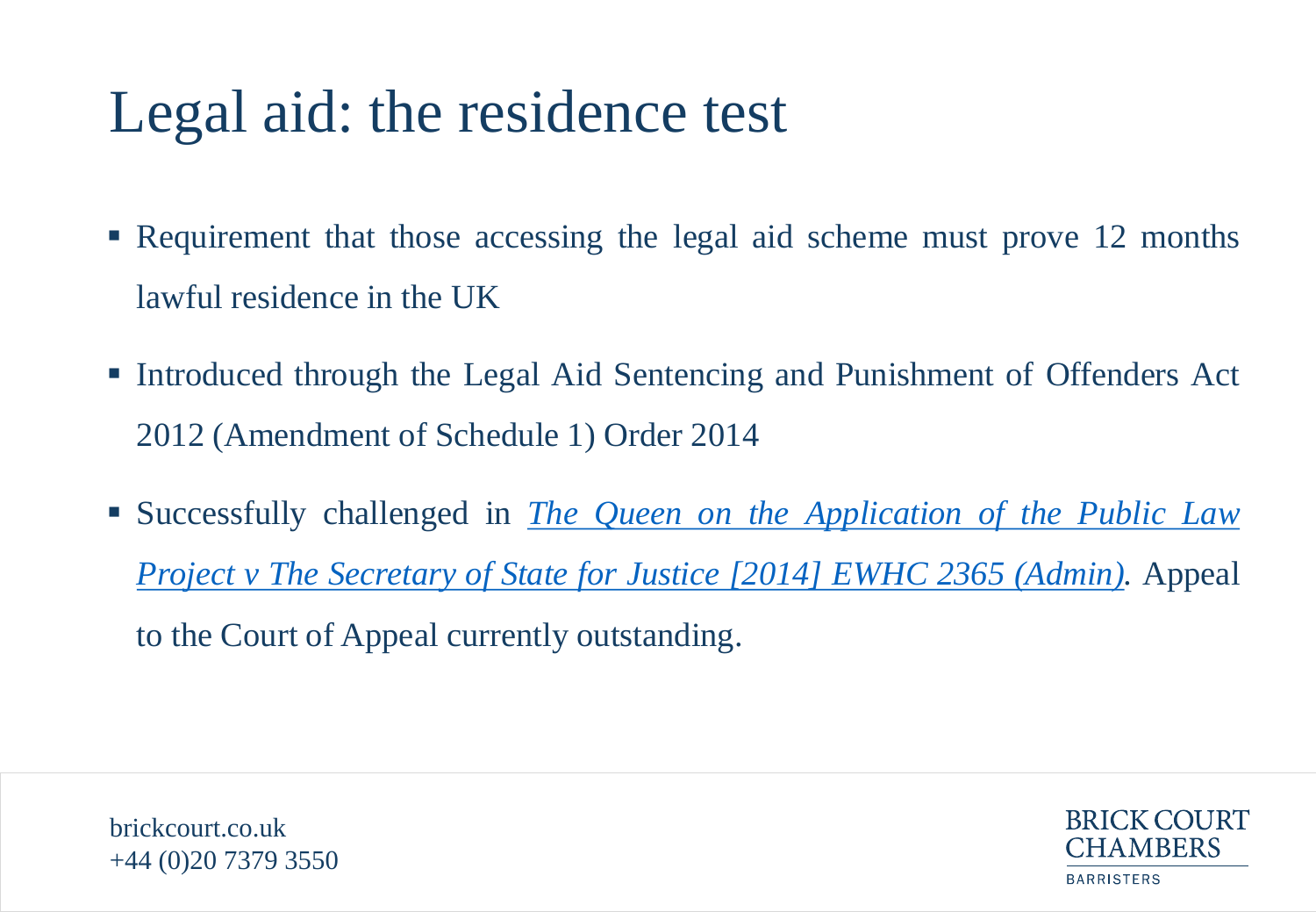# Legal aid: the residence test

- Requirement that those accessing the legal aid scheme must prove 12 months lawful residence in the UK
- Introduced through the Legal Aid Sentencing and Punishment of Offenders Act 2012 (Amendment of Schedule 1) Order 2014
- Successfully challenged in *The Queen on the Application of the Public Law Project v The Secretary of State for Justice [2014] EWHC 2365 (Admin)*. Appeal to the Court of Appeal currently outstanding.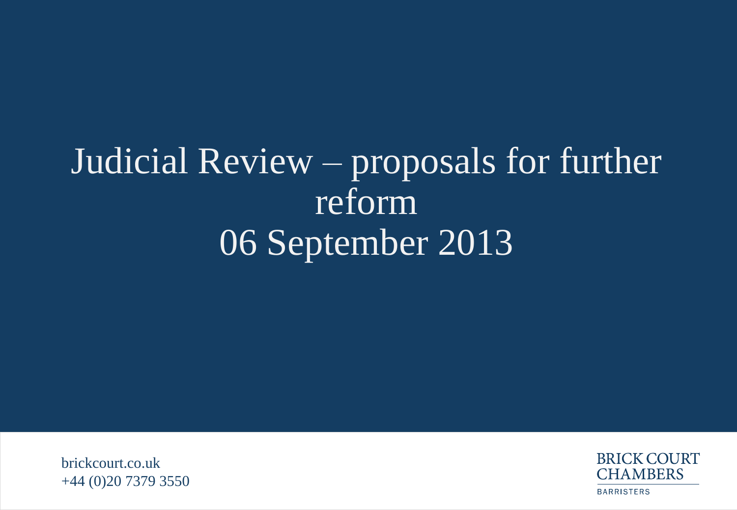# Judicial Review – proposals for further reform
# 06 September 2013

brickcourt.co.uk
+44 (0)20 7379 3550

BRICK COURT CHAMBERS

BARRISTERS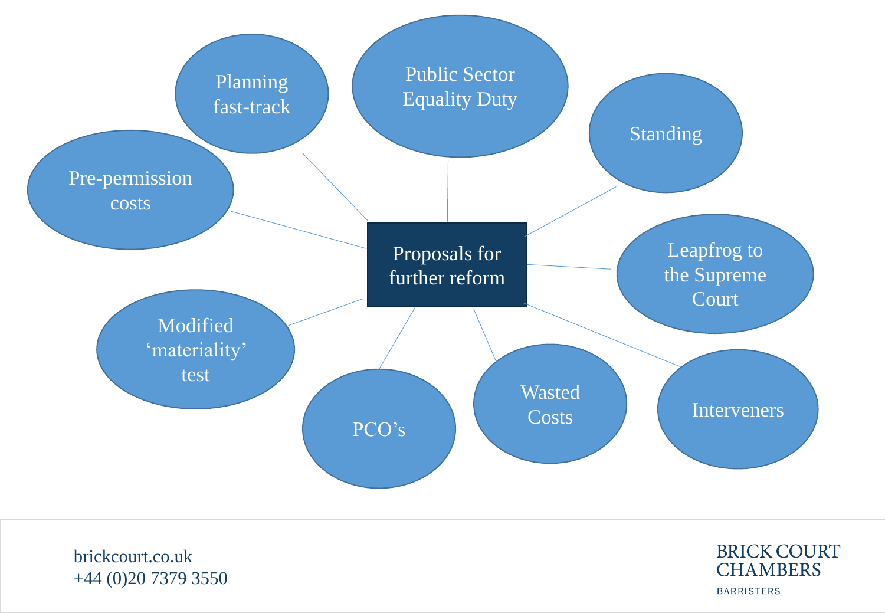# Proposals for further reform

- Planning fast-track
- Public Sector Equality Duty
- Standing
- Leapfrog to the Supreme Court
- Interveners
- Wasted Costs
- PCO's
- Modified 'materiality' test
- Pre-permission costs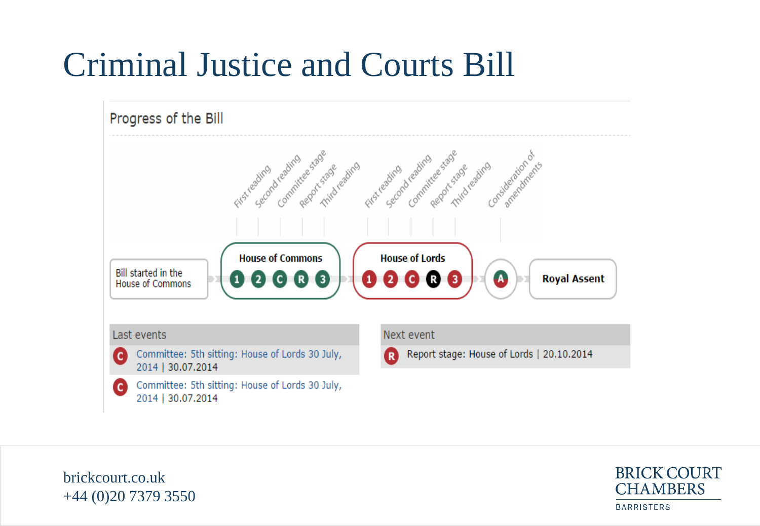# Criminal Justice and Courts Bill

Progress of the Bill

First reading | Second reading | Committee stage | Report stage | Third reading | First reading | Second reading | Committee stage | Report stage | Third reading | Consideration of amendments

Bill started in the House of Commons

House of Commons: 1 2 C R 3

House of Lords: 1 2 C R 3

A

Royal Assent

**Last events**

- C Committee: 5th sitting: House of Lords 30 July, 2014 | 30.07.2014
- C Committee: 5th sitting: House of Lords 30 July, 2014 | 30.07.2014

**Next event**

- R Report stage: House of Lords | 20.10.2014

brickcourt.co.uk
+44 (0)20 7379 3550

BRICK COURT CHAMBERS
BARRISTERS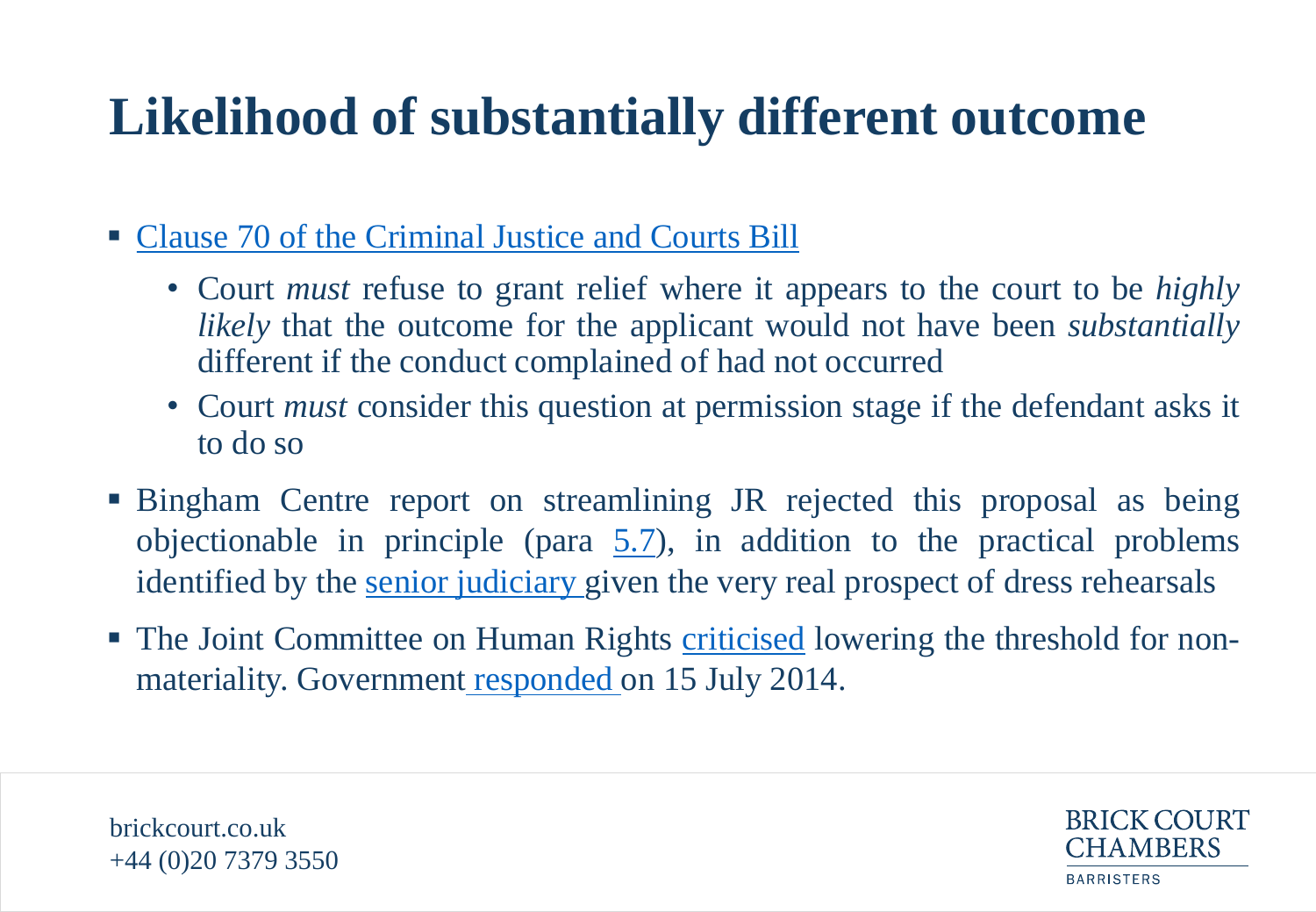# Likelihood of substantially different outcome

- Clause 70 of the Criminal Justice and Courts Bill
  - Court *must* refuse to grant relief where it appears to the court to be *highly likely* that the outcome for the applicant would not have been *substantially* different if the conduct complained of had not occurred
  - Court *must* consider this question at permission stage if the defendant asks it to do so
- Bingham Centre report on streamlining JR rejected this proposal as being objectionable in principle (para 5.7), in addition to the practical problems identified by the senior judiciary given the very real prospect of dress rehearsals
- The Joint Committee on Human Rights criticised lowering the threshold for non-materiality. Government responded on 15 July 2014.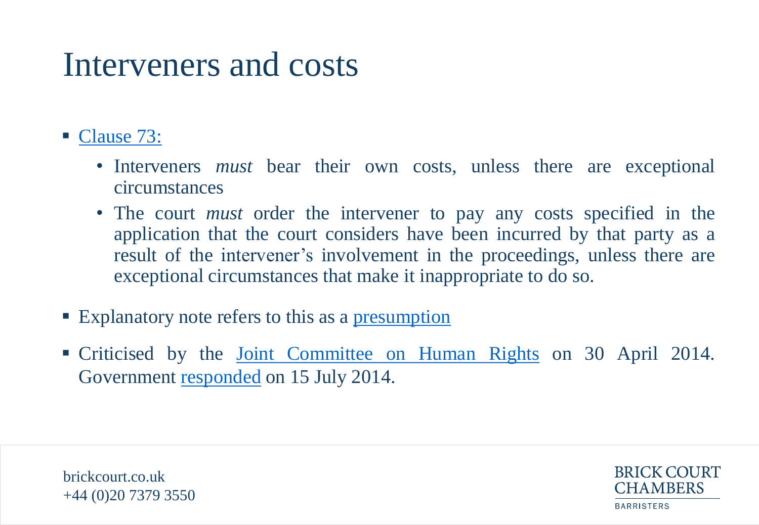# Interveners and costs

- Clause 73:
  - Interveners *must* bear their own costs, unless there are exceptional circumstances
  - The court *must* order the intervener to pay any costs specified in the application that the court considers have been incurred by that party as a result of the intervener's involvement in the proceedings, unless there are exceptional circumstances that make it inappropriate to do so.
- Explanatory note refers to this as a presumption
- Criticised by the Joint Committee on Human Rights on 30 April 2014. Government responded on 15 July 2014.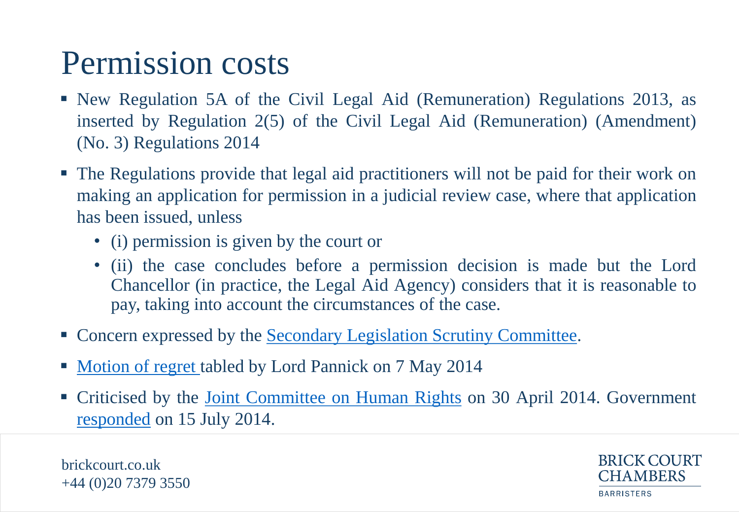# Permission costs

- New Regulation 5A of the Civil Legal Aid (Remuneration) Regulations 2013, as inserted by Regulation 2(5) of the Civil Legal Aid (Remuneration) (Amendment) (No. 3) Regulations 2014
- The Regulations provide that legal aid practitioners will not be paid for their work on making an application for permission in a judicial review case, where that application has been issued, unless
  - (i) permission is given by the court or
  - (ii) the case concludes before a permission decision is made but the Lord Chancellor (in practice, the Legal Aid Agency) considers that it is reasonable to pay, taking into account the circumstances of the case.
- Concern expressed by the Secondary Legislation Scrutiny Committee.
- Motion of regret tabled by Lord Pannick on 7 May 2014
- Criticised by the Joint Committee on Human Rights on 30 April 2014. Government responded on 15 July 2014.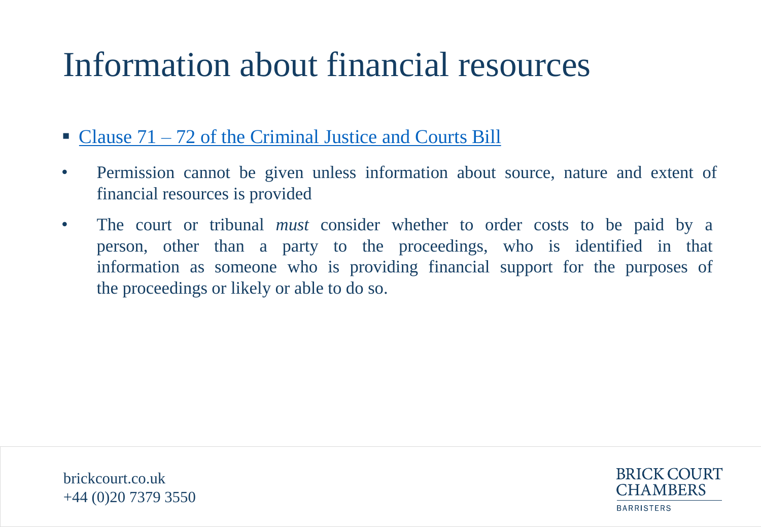# Information about financial resources

- Clause 71 – 72 of the Criminal Justice and Courts Bill

- Permission cannot be given unless information about source, nature and extent of financial resources is provided
- The court or tribunal *must* consider whether to order costs to be paid by a person, other than a party to the proceedings, who is identified in that information as someone who is providing financial support for the purposes of the proceedings or likely or able to do so.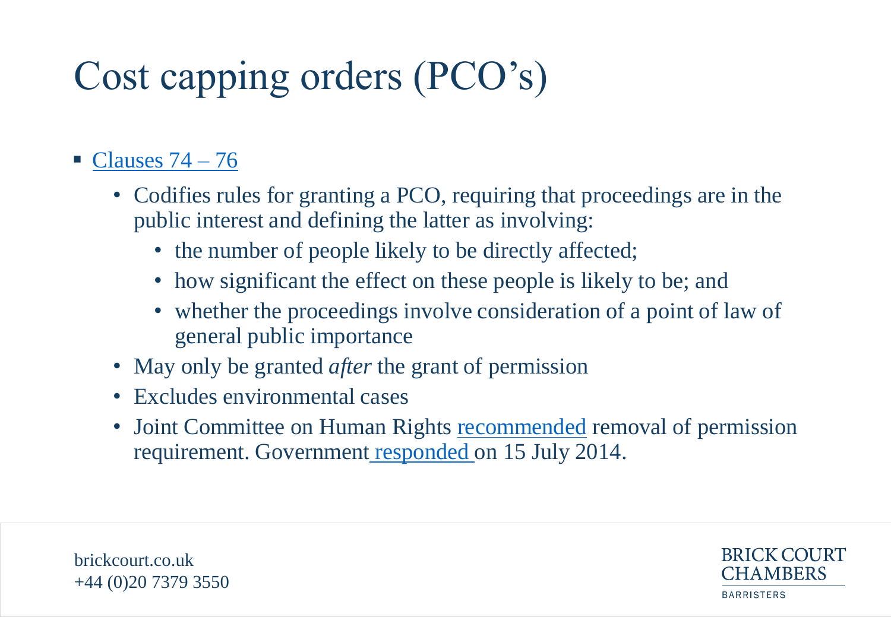# Cost capping orders (PCO's)

- Clauses 74 – 76
  - Codifies rules for granting a PCO, requiring that proceedings are in the public interest and defining the latter as involving:
    - the number of people likely to be directly affected;
    - how significant the effect on these people is likely to be; and
    - whether the proceedings involve consideration of a point of law of general public importance
  - May only be granted *after* the grant of permission
  - Excludes environmental cases
  - Joint Committee on Human Rights recommended removal of permission requirement. Government responded on 15 July 2014.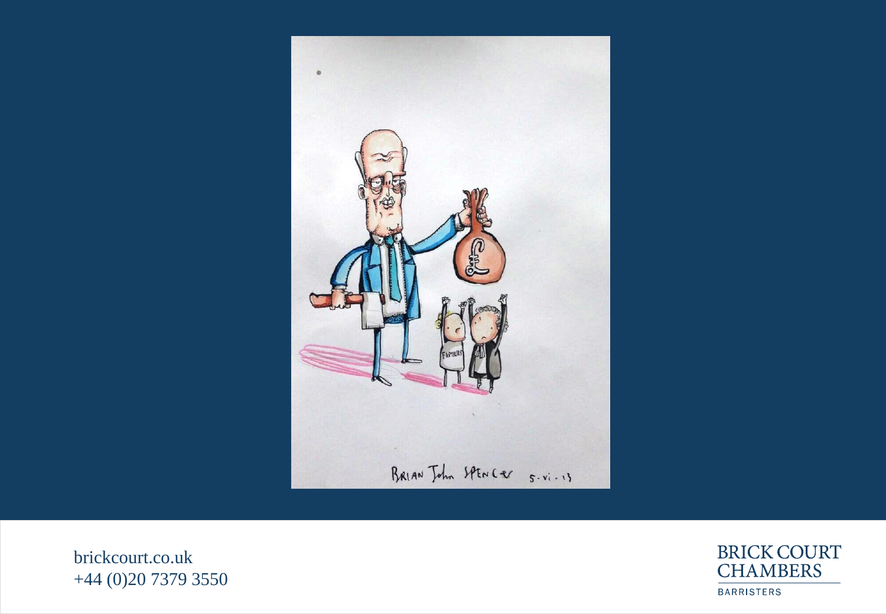brickcourt.co.uk
+44 (0)20 7379 3550

BRICK COURT
CHAMBERS

BARRISTERS